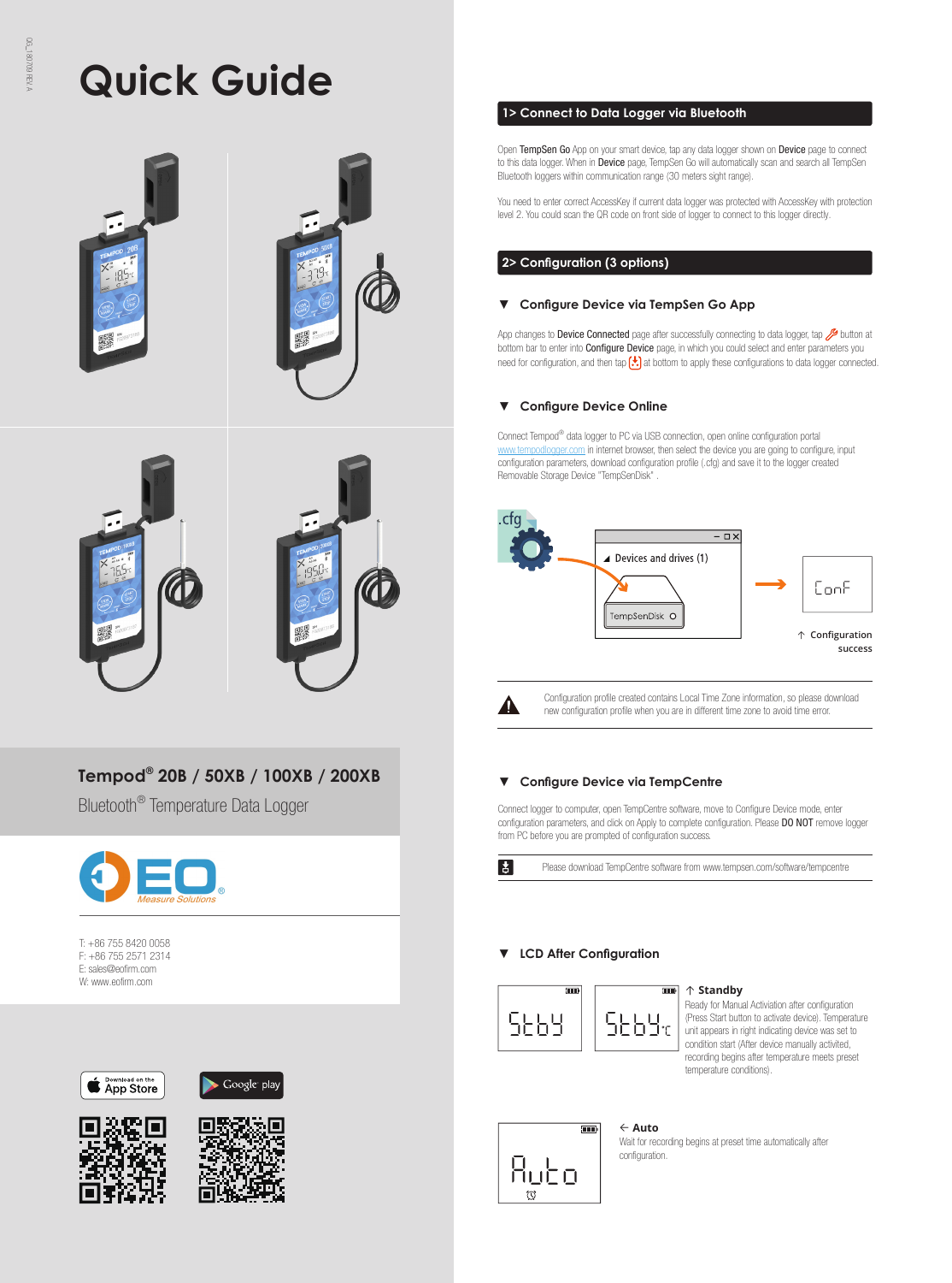GG_180709 REV.A

# Quick Guide

## Tempod® 20B / 50XB / 100XB / 200XB

Bluetooth® Temperature Data Logger

EO Measure Solutions

T: +86 755 8420 0058
F: +86 755 2571 2314
E: sales@eofirm.com
W: www.eofirm.com

Download on the App Store

Google play

## 1> Connect to Data Logger via Bluetooth

Open **TempSen Go** App on your smart device, tap any data logger shown on **Device** page to connect to this data logger. When in **Device** page, TempSen Go will automatically scan and search all TempSen Bluetooth loggers within communication range (30 meters sight range).

You need to enter correct AccessKey if current data logger was protected with AccessKey with protection level 2. You could scan the QR code on front side of logger to connect to this logger directly.

## 2> Configuration (3 options)

### ▼ Configure Device via TempSen Go App

App changes to **Device Connected** page after successfully connecting to data logger, tap button at bottom bar to enter into **Configure Device** page, in which you could select and enter parameters you need for configuration, and then tap at bottom to apply these configurations to data logger connected.

### ▼ Configure Device Online

Connect Tempod® data logger to PC via USB connection, open online configuration portal www.tempodlogger.com in internet browser, then select the device you are going to configure, input configuration parameters, download configuration profile (.cfg) and save it to the logger created Removable Storage Device "TempSenDisk" .

.cfg

Devices and drives (1)

TempSenDisk

ConF

↑ Configuration success

Configuration profile created contains Local Time Zone information, so please download new configuration profile when you are in different time zone to avoid time error.

### ▼ Configure Device via TempCentre

Connect logger to computer, open TempCentre software, move to Configure Device mode, enter configuration parameters, and click on Apply to complete configuration. Please **DO NOT** remove logger from PC before you are prompted of configuration success.

Please download TempCentre software from www.tempsen.com/software/tempcentre

### ▼ LCD After Configuration

StbY StbY°C

**↑ Standby**
Ready for Manual Activiation after configuration (Press Start button to activate device). Temperature unit appears in right indicating device was set to condition start (After device manually activited, recording begins after temperature meets preset temperature conditions).

Auto

**← Auto**
Wait for recording begins at preset time automatically after configuration.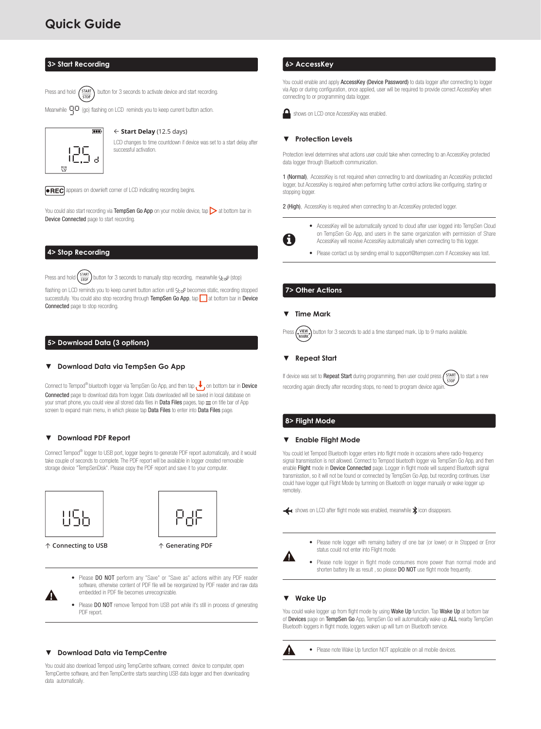# Quick Guide

## 3> Start Recording

Press and hold (START/STOP) button for 3 seconds to activate device and start recording.

Meanwhile "go" (go) flashing on LCD reminds you to keep current button action.

← **Start Delay** (12.5 days)

LCD changes to time countdown if device was set to a start delay after successful activation.

●REC appears on downleft corner of LCD indicating recording begins.

You could also start recording via **TempSen Go App** on your mobile device, tap ▷ at bottom bar in **Device Connected** page to start recording.

## 4> Stop Recording

Press and hold (START/STOP) button for 3 seconds to manually stop recording, meanwhile StoP (stop) flashing on LCD reminds you to keep current button action until StoP becomes static, recording stopped successfully. You could also stop recording through **TempSen Go App**, tap □ at bottom bar in **Device Connected** page to stop recording.

## 5> Download Data (3 options)

### ▼ Download Data via TempSen Go App

Connect to Tempod® bluetooth logger via TempSen Go App, and then tap ⬇ on bottom bar in **Device Connected** page to download data from logger. Data downloaded will be saved in local database on your smart phone, you could view all stored data files in **Data Files** pages, tap ≡ on title bar of App screen to expand main menu, in which please tap **Data Files** to enter into **Data Files** page.

### ▼ Download PDF Report

Connect Tempod® logger to USB port, logger begins to generate PDF report automatically, and it would take couple of seconds to complete. The PDF report will be available in logger created removable storage device "TempSenDisk". Please copy the PDF report and save it to your computer.

↑ Connecting to USB

↑ Generating PDF

- Please **DO NOT** perform any "Save" or "Save as" actions within any PDF reader software, otherwise content of PDF file will be reorganized by PDF reader and raw data embedded in PDF file becomes unrecognizable.
- Please **DO NOT** remove Tempod from USB port while it's still in process of generating PDF report.

### ▼ Download Data via TempCentre

You could also download Tempod using TempCentre software, connect device to computer, open TempCentre software, and then TempCentre starts searching USB data logger and then downloading data automatically.

## 6> AccessKey

You could enable and apply **AccessKey (Device Password)** to data logger after connecting to logger via App or during configuration, once applied, user will be required to provide correct AccessKey when connecting to or programming data logger.

🔒 shows on LCD once AccessKey was enabled.

### ▼ Protection Levels

Protection level determines what actions user could take when connecting to an AccessKey protected data logger through Bluetooth communication.

**1 (Normal)**, AccessKey is not required when connecting to and downloading an AccessKey protected logger, but AccessKey is required when performing further control actions like configuring, starting or stopping logger.

**2 (High)**, AccessKey is required when connecting to an AccessKey protected logger.

- AccessKey will be automatically synced to cloud after user logged into TempSen Cloud on TempSen Go App, and users in the same organization with permission of Share AccessKey will receive AccessKey automatically when connecting to this logger.
- Please contact us by sending email to support@tempsen.com if Accesskey was lost.

## 7> Other Actions

### ▼ Time Mark

Press (VIEW/MARK) button for 3 seconds to add a time stamped mark. Up to 9 marks available.

### ▼ Repeat Start

If device was set to **Repeat Start** during programming, then user could press (START/STOP) to start a new recording again directly after recording stops, no need to program device again.

## 8> Flight Mode

### ▼ Enable Flight Mode

You could let Tempod Bluetooth logger enters into flight mode in occasions where radio-frequency signal transmission is not allowed. Connect to Tempod bluetooth logger via TempSen Go App, and then enable **Flight** mode in **Device Connected** page. Logger in flight mode will suspend Bluetooth signal transmission, so it will not be found or connected by TempSen Go App, but recording continues. User could have logger quit Flight Mode by turning on Bluetooth on logger manually or wake logger up remotely.

✈ shows on LCD after flight mode was enabled, meanwhile ᛒ icon disappears.

- Please note logger with remaing battery of one bar (or lower) or in Stopped or Error status could not enter into Flight mode.
- Please note logger in flight mode consumes more power than normal mode and shorten battery life as result , so please **DO NOT** use flight mode frequently.

### ▼ Wake Up

You could wake logger up from flight mode by using **Wake Up** function. Tap **Wake Up** at bottom bar of **Devices** page on **TempSen Go** App, TempSen Go will automatically wake up **ALL** nearby TempSen Bluetooth loggers in flight mode, loggers waken up will turn on Bluetooth service.

- Please note Wake Up function NOT applicable on all mobile devices.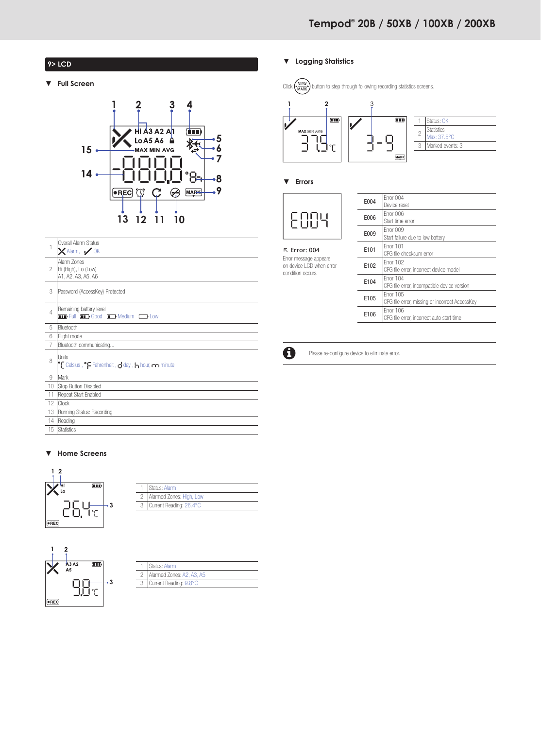## 9> LCD

### ▼ Full Screen

| | |
|---|---|
| 1 | Overall Alarm Status<br>Alarm, OK |
| 2 | Alarm Zones<br>Hi (High), Lo (Low)<br>A1, A2, A3, A5, A6 |
| 3 | Password (AccessKey) Protected |
| 4 | Remaining battery level<br>Full Good Medium Low |
| 5 | Bluetooth |
| 6 | Flight mode |
| 7 | Bluetooth communicating... |
| 8 | Units<br>°C Celsius, °F Fahrenheit, d day, h hour, m minute |
| 9 | Mark |
| 10 | Stop Button Disabled |
| 11 | Repeat Start Enabled |
| 12 | Clock |
| 13 | Running Status: Recording |
| 14 | Reading |
| 15 | Statistics |

### ▼ Home Screens

| | |
|---|---|
| 1 | Status: Alarm |
| 2 | Alarmed Zones: High, Low |
| 3 | Current Reading: 26.4°C |

| | |
|---|---|
| 1 | Status: Alarm |
| 2 | Alarmed Zones: A2, A3, A5 |
| 3 | Current Reading: 9.8°C |

### ▼ Logging Statistics

Click VIEW/MARK button to step through following recording statistics screens.

| | |
|---|---|
| 1 | Status: OK |
| 2 | Statistics<br>Max: 37.5°C |
| 3 | Marked events: 3 |

### ▼ Errors

**Error: 004**
Error message appears on device LCD when error condition occurs.

| | |
|---|---|
| E004 | Error 004<br>Device reset |
| E006 | Error 006<br>Start time error |
| E009 | Error 009<br>Start failure due to low battery |
| E101 | Error 101<br>CFG file checksum error |
| E102 | Error 102<br>CFG file error, incorrect device model |
| E104 | Error 104<br>CFG file error, incompatible device version |
| E105 | Error 105<br>CFG file error, missing or incorrect AccessKey |
| E106 | Error 106<br>CFG file error, incorrect auto start time |

Please re-configure device to eliminate error.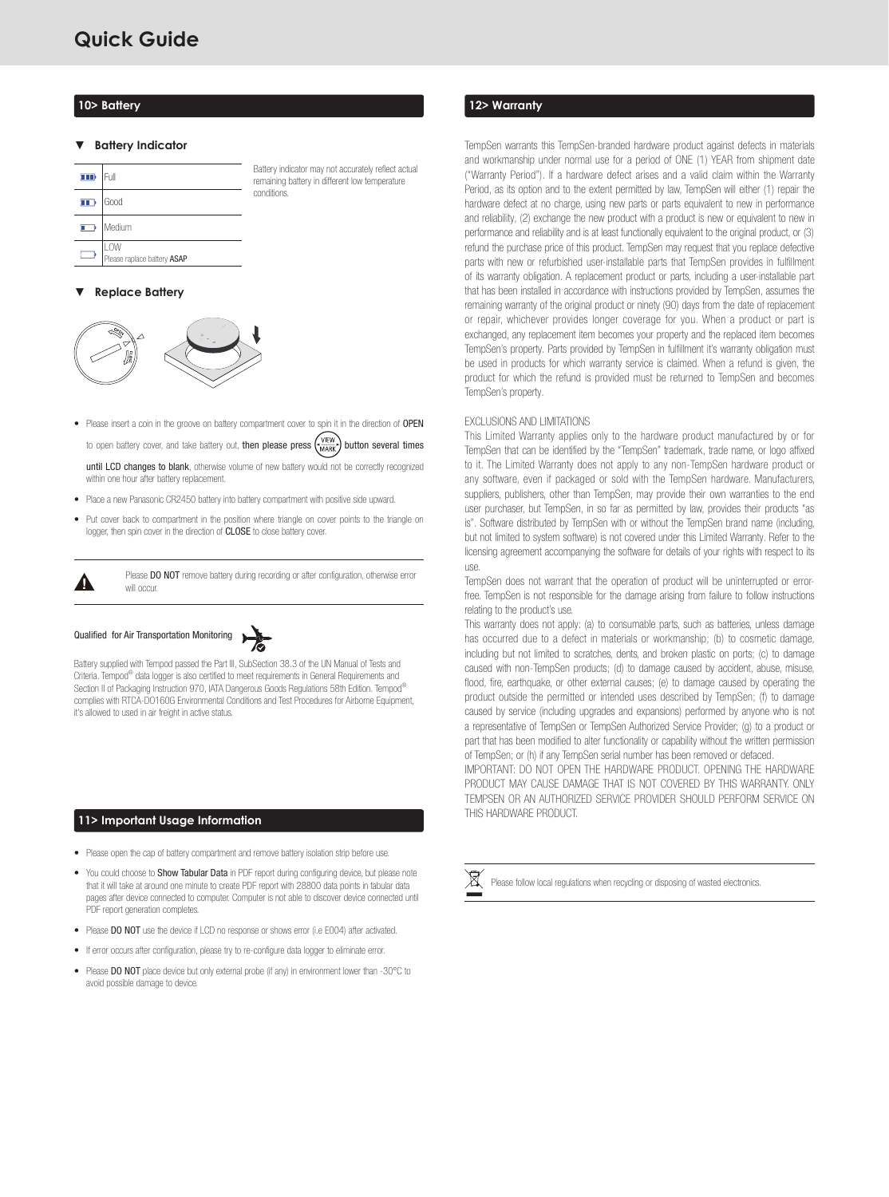# Quick Guide

## 10> Battery

### ▼ Battery Indicator

| | |
|---|---|
| | Full |
| | Good |
| | Medium |
| | LOW<br>Please raplace battery **ASAP** |

Battery indicator may not accurately reflect actual remaining battery in different low temperature conditions.

### ▼ Replace Battery

- Please insert a coin in the groove on battery compartment cover to spin it in the direction of **OPEN** to open battery cover, and take battery out, **then please press** (VIEW MARK) **button several times until LCD changes to blank**, otherwise volume of new battery would not be correctly recognized within one hour after battery replacement.
- Place a new Panasonic CR2450 battery into battery compartment with positive side upward.
- Put cover back to compartment in the position where triangle on cover points to the triangle on logger, then spin cover in the direction of **CLOSE** to close battery cover.

Please **DO NOT** remove battery during recording or after configuration, otherwise error will occur.

Qualified for Air Transportation Monitoring

Battery supplied with Tempod passed the Part III, SubSection 38.3 of the UN Manual of Tests and Criteria. Tempod® data logger is also certified to meet requirements in General Requirements and Section II of Packaging Instruction 970, IATA Dangerous Goods Regulations 58th Edition. Tempod® complies with RTCA-DO160G Environmental Conditions and Test Procedures for Airborne Equipment, it's allowed to used in air freight in active status.

## 11> Important Usage Information

- Please open the cap of battery compartment and remove battery isolation strip before use.
- You could choose to **Show Tabular Data** in PDF report during configuring device, but please note that it will take at around one minute to create PDF report with 28800 data points in tabular data pages after device connected to computer. Computer is not able to discover device connected until PDF report generation completes.
- Please **DO NOT** use the device if LCD no response or shows error (i.e E004) after activated.
- If error occurs after configuration, please try to re-configure data logger to eliminate error.
- Please **DO NOT** place device but only external probe (if any) in environment lower than -30°C to avoid possible damage to device.

## 12> Warranty

TempSen warrants this TempSen-branded hardware product against defects in materials and workmanship under normal use for a period of ONE (1) YEAR from shipment date ("Warranty Period"). If a hardware defect arises and a valid claim within the Warranty Period, as its option and to the extent permitted by law, TempSen will either (1) repair the hardware defect at no charge, using new parts or parts equivalent to new in performance and reliability, (2) exchange the new product with a product is new or equivalent to new in performance and reliability and is at least functionally equivalent to the original product, or (3) refund the purchase price of this product. TempSen may request that you replace defective parts with new or refurbished user-installable parts that TempSen provides in fulfillment of its warranty obligation. A replacement product or parts, including a user-installable part that has been installed in accordance with instructions provided by TempSen, assumes the remaining warranty of the original product or ninety (90) days from the date of replacement or repair, whichever provides longer coverage for you. When a product or part is exchanged, any replacement item becomes your property and the replaced item becomes TempSen's property. Parts provided by TempSen in fulfillment it's warranty obligation must be used in products for which warranty service is claimed. When a refund is given, the product for which the refund is provided must be returned to TempSen and becomes TempSen's property.

EXCLUSIONS AND LIMITATIONS

This Limited Warranty applies only to the hardware product manufactured by or for TempSen that can be identified by the "TempSen" trademark, trade name, or logo affixed to it. The Limited Warranty does not apply to any non-TempSen hardware product or any software, even if packaged or sold with the TempSen hardware. Manufacturers, suppliers, publishers, other than TempSen, may provide their own warranties to the end user purchaser, but TempSen, in so far as permitted by law, provides their products "as is". Software distributed by TempSen with or without the TempSen brand name (including, but not limited to system software) is not covered under this Limited Warranty. Refer to the licensing agreement accompanying the software for details of your rights with respect to its use.

TempSen does not warrant that the operation of product will be uninterrupted or error-free. TempSen is not responsible for the damage arising from failure to follow instructions relating to the product's use.

This warranty does not apply: (a) to consumable parts, such as batteries, unless damage has occurred due to a defect in materials or workmanship; (b) to cosmetic damage, including but not limited to scratches, dents, and broken plastic on ports; (c) to damage caused with non-TempSen products; (d) to damage caused by accident, abuse, misuse, flood, fire, earthquake, or other external causes; (e) to damage caused by operating the product outside the permitted or intended uses described by TempSen; (f) to damage caused by service (including upgrades and expansions) performed by anyone who is not a representative of TempSen or TempSen Authorized Service Provider; (g) to a product or part that has been modified to alter functionality or capability without the written permission of TempSen; or (h) if any TempSen serial number has been removed or defaced.

IMPORTANT: DO NOT OPEN THE HARDWARE PRODUCT. OPENING THE HARDWARE PRODUCT MAY CAUSE DAMAGE THAT IS NOT COVERED BY THIS WARRANTY. ONLY TEMPSEN OR AN AUTHORIZED SERVICE PROVIDER SHOULD PERFORM SERVICE ON THIS HARDWARE PRODUCT.

Please follow local regulations when recycling or disposing of wasted electronics.